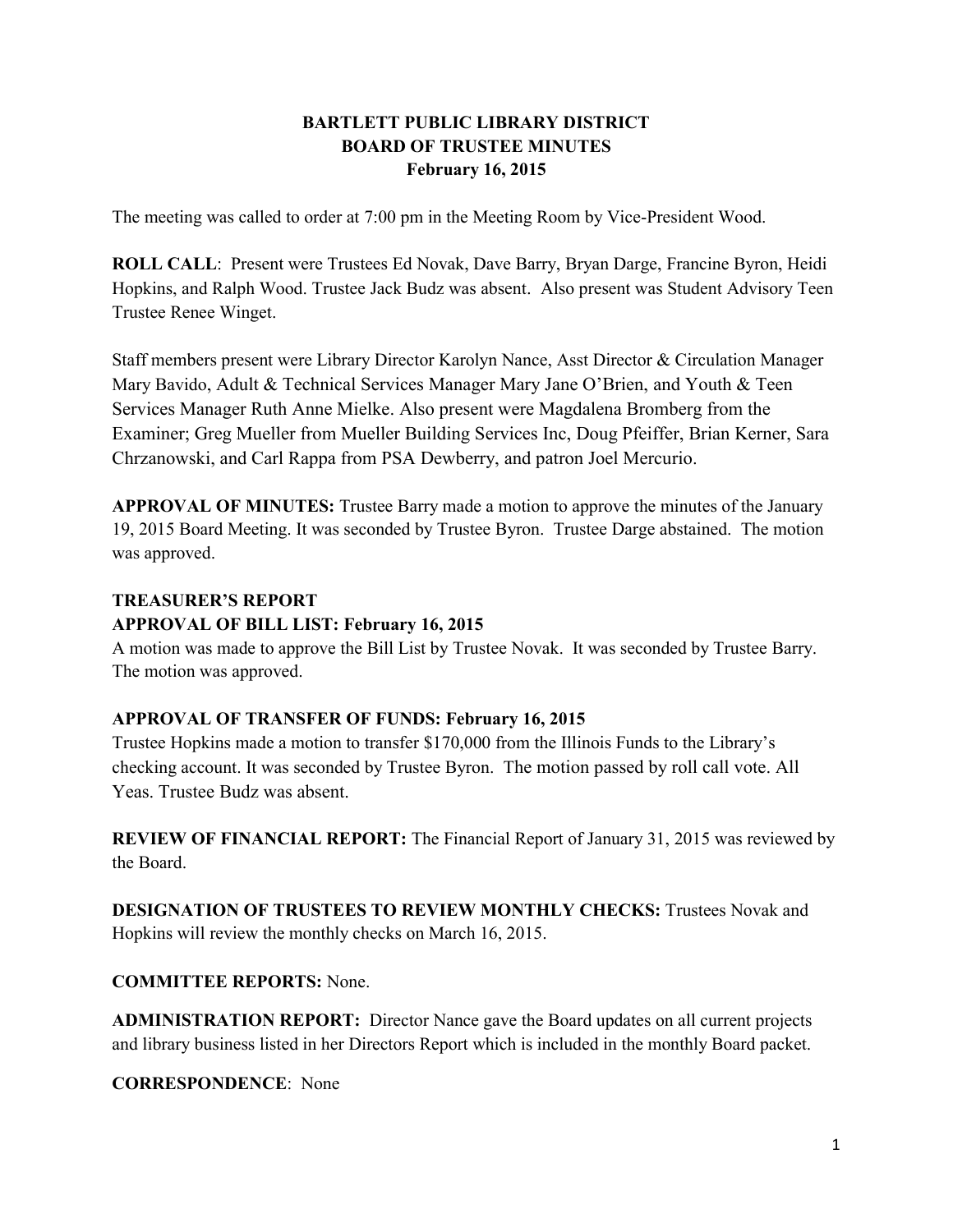# BARTLETT PUBLIC LIBRARY DISTRICT
## BOARD OF TRUSTEE MINUTES
### February 16, 2015

The meeting was called to order at 7:00 pm in the Meeting Room by Vice-President Wood.

**ROLL CALL**: Present were Trustees Ed Novak, Dave Barry, Bryan Darge, Francine Byron, Heidi Hopkins, and Ralph Wood. Trustee Jack Budz was absent. Also present was Student Advisory Teen Trustee Renee Winget.

Staff members present were Library Director Karolyn Nance, Asst Director & Circulation Manager Mary Bavido, Adult & Technical Services Manager Mary Jane O'Brien, and Youth & Teen Services Manager Ruth Anne Mielke. Also present were Magdalena Bromberg from the Examiner; Greg Mueller from Mueller Building Services Inc, Doug Pfeiffer, Brian Kerner, Sara Chrzanowski, and Carl Rappa from PSA Dewberry, and patron Joel Mercurio.

**APPROVAL OF MINUTES:** Trustee Barry made a motion to approve the minutes of the January 19, 2015 Board Meeting. It was seconded by Trustee Byron. Trustee Darge abstained. The motion was approved.

**TREASURER'S REPORT**
**APPROVAL OF BILL LIST: February 16, 2015**
A motion was made to approve the Bill List by Trustee Novak. It was seconded by Trustee Barry. The motion was approved.

**APPROVAL OF TRANSFER OF FUNDS: February 16, 2015**
Trustee Hopkins made a motion to transfer $170,000 from the Illinois Funds to the Library's checking account. It was seconded by Trustee Byron. The motion passed by roll call vote. All Yeas. Trustee Budz was absent.

**REVIEW OF FINANCIAL REPORT:** The Financial Report of January 31, 2015 was reviewed by the Board.

**DESIGNATION OF TRUSTEES TO REVIEW MONTHLY CHECKS:** Trustees Novak and Hopkins will review the monthly checks on March 16, 2015.

**COMMITTEE REPORTS:** None.

**ADMINISTRATION REPORT:** Director Nance gave the Board updates on all current projects and library business listed in her Directors Report which is included in the monthly Board packet.

**CORRESPONDENCE**: None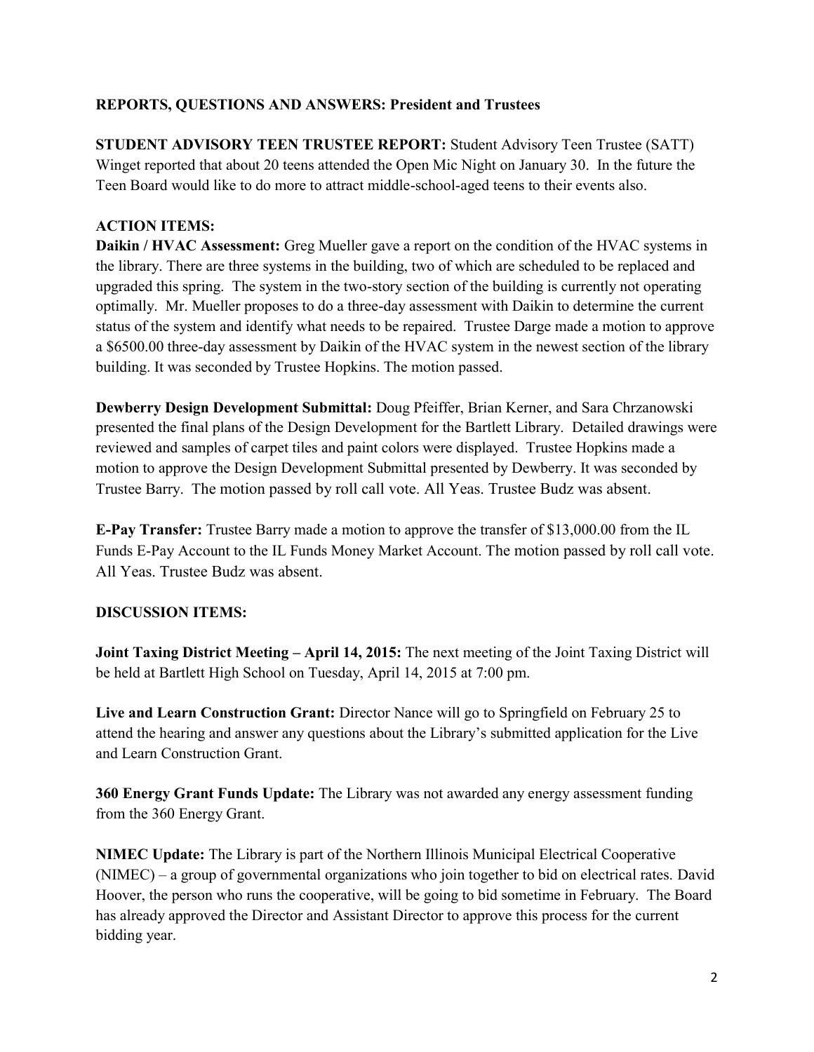**REPORTS, QUESTIONS AND ANSWERS: President and Trustees**

**STUDENT ADVISORY TEEN TRUSTEE REPORT:** Student Advisory Teen Trustee (SATT) Winget reported that about 20 teens attended the Open Mic Night on January 30. In the future the Teen Board would like to do more to attract middle-school-aged teens to their events also.

**ACTION ITEMS:**

**Daikin / HVAC Assessment:** Greg Mueller gave a report on the condition of the HVAC systems in the library. There are three systems in the building, two of which are scheduled to be replaced and upgraded this spring. The system in the two-story section of the building is currently not operating optimally. Mr. Mueller proposes to do a three-day assessment with Daikin to determine the current status of the system and identify what needs to be repaired. Trustee Darge made a motion to approve a $6500.00 three-day assessment by Daikin of the HVAC system in the newest section of the library building. It was seconded by Trustee Hopkins. The motion passed.

**Dewberry Design Development Submittal:** Doug Pfeiffer, Brian Kerner, and Sara Chrzanowski presented the final plans of the Design Development for the Bartlett Library. Detailed drawings were reviewed and samples of carpet tiles and paint colors were displayed. Trustee Hopkins made a motion to approve the Design Development Submittal presented by Dewberry. It was seconded by Trustee Barry. The motion passed by roll call vote. All Yeas. Trustee Budz was absent.

**E-Pay Transfer:** Trustee Barry made a motion to approve the transfer of $13,000.00 from the IL Funds E-Pay Account to the IL Funds Money Market Account. The motion passed by roll call vote. All Yeas. Trustee Budz was absent.

**DISCUSSION ITEMS:**

**Joint Taxing District Meeting – April 14, 2015:** The next meeting of the Joint Taxing District will be held at Bartlett High School on Tuesday, April 14, 2015 at 7:00 pm.

**Live and Learn Construction Grant:** Director Nance will go to Springfield on February 25 to attend the hearing and answer any questions about the Library's submitted application for the Live and Learn Construction Grant.

**360 Energy Grant Funds Update:** The Library was not awarded any energy assessment funding from the 360 Energy Grant.

**NIMEC Update:** The Library is part of the Northern Illinois Municipal Electrical Cooperative (NIMEC) – a group of governmental organizations who join together to bid on electrical rates. David Hoover, the person who runs the cooperative, will be going to bid sometime in February. The Board has already approved the Director and Assistant Director to approve this process for the current bidding year.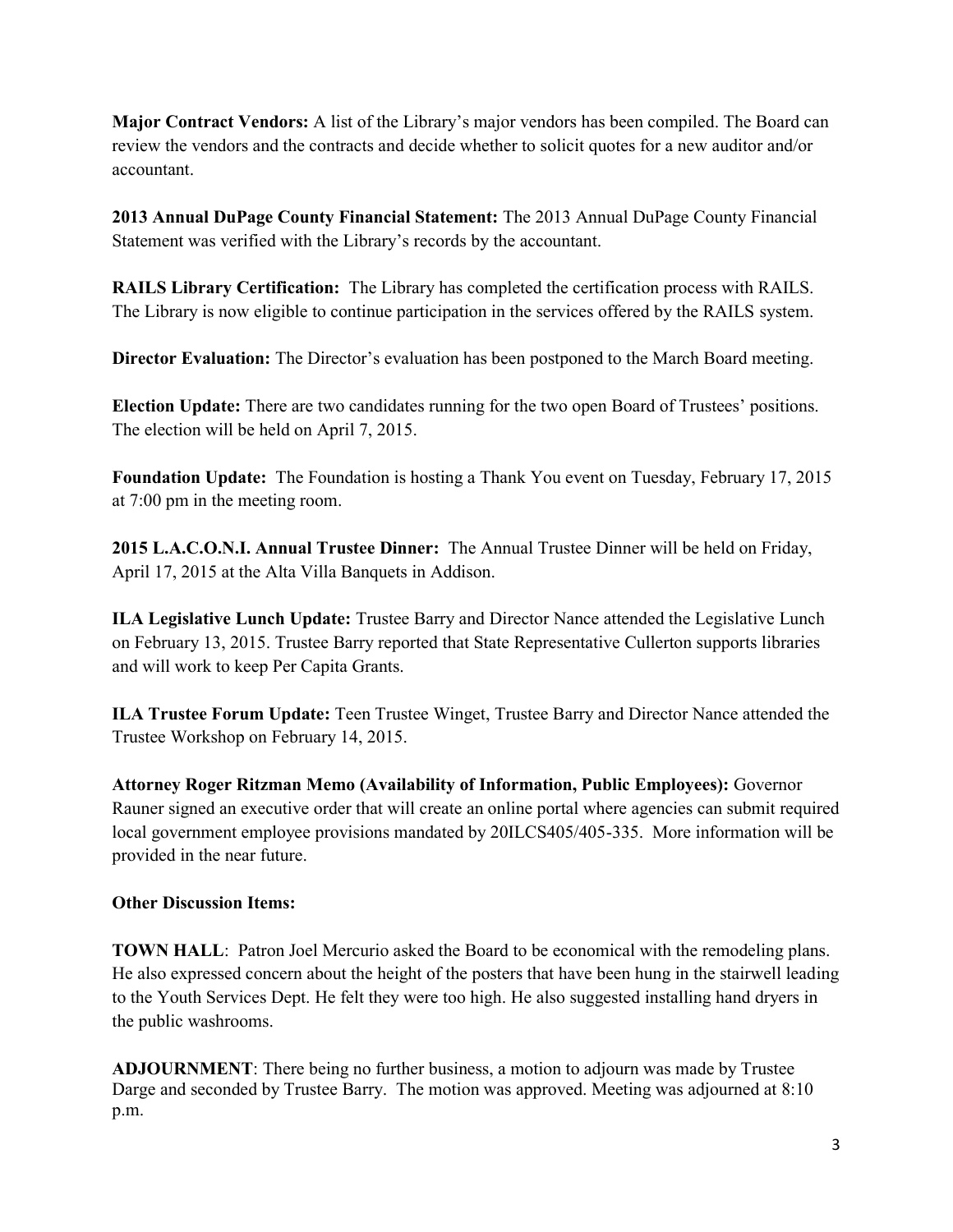**Major Contract Vendors:** A list of the Library's major vendors has been compiled. The Board can review the vendors and the contracts and decide whether to solicit quotes for a new auditor and/or accountant.

**2013 Annual DuPage County Financial Statement:** The 2013 Annual DuPage County Financial Statement was verified with the Library's records by the accountant.

**RAILS Library Certification:** The Library has completed the certification process with RAILS. The Library is now eligible to continue participation in the services offered by the RAILS system.

**Director Evaluation:** The Director's evaluation has been postponed to the March Board meeting.

**Election Update:** There are two candidates running for the two open Board of Trustees' positions. The election will be held on April 7, 2015.

**Foundation Update:** The Foundation is hosting a Thank You event on Tuesday, February 17, 2015 at 7:00 pm in the meeting room.

**2015 L.A.C.O.N.I. Annual Trustee Dinner:** The Annual Trustee Dinner will be held on Friday, April 17, 2015 at the Alta Villa Banquets in Addison.

**ILA Legislative Lunch Update:** Trustee Barry and Director Nance attended the Legislative Lunch on February 13, 2015. Trustee Barry reported that State Representative Cullerton supports libraries and will work to keep Per Capita Grants.

**ILA Trustee Forum Update:** Teen Trustee Winget, Trustee Barry and Director Nance attended the Trustee Workshop on February 14, 2015.

**Attorney Roger Ritzman Memo (Availability of Information, Public Employees):** Governor Rauner signed an executive order that will create an online portal where agencies can submit required local government employee provisions mandated by 20ILCS405/405-335. More information will be provided in the near future.

**Other Discussion Items:**

**TOWN HALL**: Patron Joel Mercurio asked the Board to be economical with the remodeling plans. He also expressed concern about the height of the posters that have been hung in the stairwell leading to the Youth Services Dept. He felt they were too high. He also suggested installing hand dryers in the public washrooms.

**ADJOURNMENT**: There being no further business, a motion to adjourn was made by Trustee Darge and seconded by Trustee Barry. The motion was approved. Meeting was adjourned at 8:10 p.m.